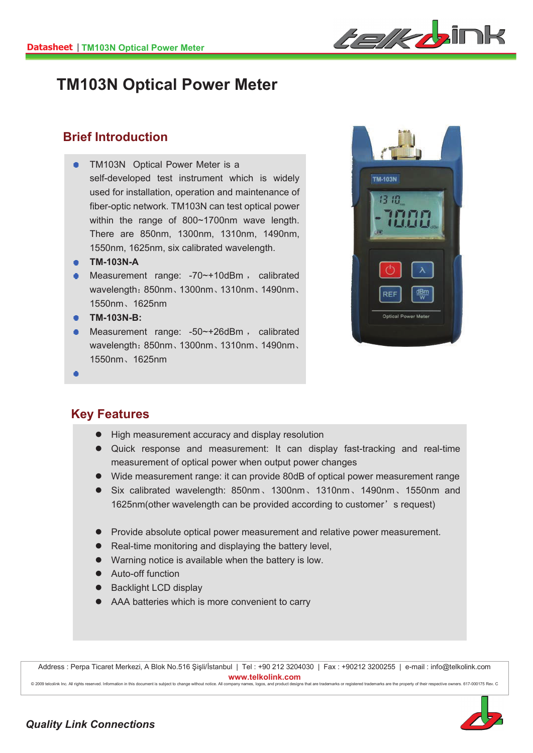# TM103N Optical Power Meter

## Brief Introduction

- TM103N Optical Power Meter is a self-developed test instrument which is widely used for installation, operation and maintenance of fiber-optic network. TM103N can test optical power within the range of 800~1700nm wave length. There are 850nm, 1300nm, 1310nm, 1490nm, 1550nm, 1625nm, six calibrated wavelength.
- **TM-103N-A**
- Measurement range: -70~+10dBm， calibrated wavelength：850nm、1300nm、1310nm、1490nm、1550nm、1625nm
- **TM-103N-B:**
- Measurement range: -50~+26dBm， calibrated wavelength：850nm、1300nm、1310nm、1490nm、1550nm、1625nm

## Key Features

- High measurement accuracy and display resolution
- Quick response and measurement: It can display fast-tracking and real-time measurement of optical power when output power changes
- Wide measurement range: it can provide 80dB of optical power measurement range
- Six calibrated wavelength: 850nm、1300nm、1310nm、1490nm、1550nm and 1625nm(other wavelength can be provided according to customer’s request)
- Provide absolute optical power measurement and relative power measurement.
- Real-time monitoring and displaying the battery level,
- Warning notice is available when the battery is low.
- Auto-off function
- Backlight LCD display
- AAA batteries which is more convenient to carry

Address : Perpa Ticaret Merkezi, A Blok No.516 Şişli/İstanbul | Tel : +90 212 3204030 | Fax : +90212 3200255 | e-mail : info@telkolink.com
www.telkolink.com
© 2009 telcolink Inc. All rights reserved. Information in this document is subject to change without notice. All company names, logos, and product designs that are trademarks or registered trademarks are the property of their respective owners. 617-000175 Rev. C

*Quality Link Connections*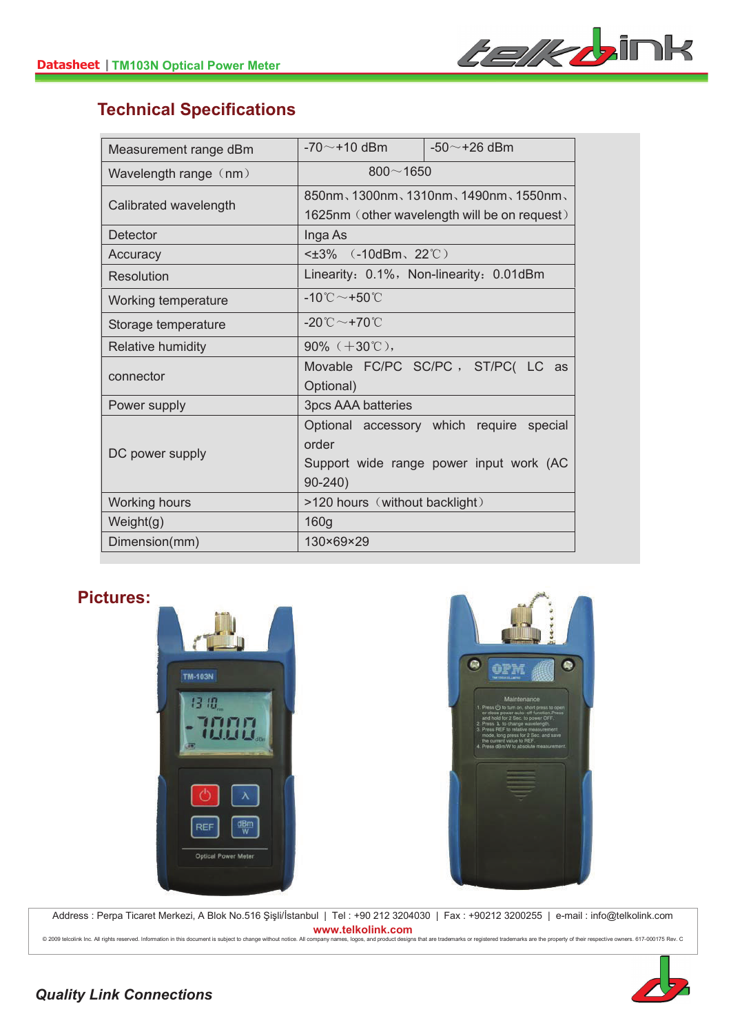## Technical Specifications

| | | |
|---|---|---|
| Measurement range dBm | -70～+10 dBm | -50～+26 dBm |
| Wavelength range（nm） | 800～1650 | |
| Calibrated wavelength | 850nm、1300nm、1310nm、1490nm、1550nm、1625nm（other wavelength will be on request） | |
| Detector | Inga As | |
| Accuracy | <±3% （-10dBm、22℃） | |
| Resolution | Linearity：0.1%，Non-linearity：0.01dBm | |
| Working temperature | -10℃～+50℃ | |
| Storage temperature | -20℃～+70℃ | |
| Relative humidity | 90%（+30℃）， | |
| connector | Movable FC/PC SC/PC，ST/PC( LC as Optional) | |
| Power supply | 3pcs AAA batteries | |
| DC power supply | Optional accessory which require special order<br>Support wide range power input work (AC 90-240) | |
| Working hours | >120 hours（without backlight） | |
| Weight(g) | 160g | |
| Dimension(mm) | 130×69×29 | |

## Pictures:

Address : Perpa Ticaret Merkezi, A Blok No.516 Şişli/İstanbul | Tel : +90 212 3204030 | Fax : +90212 3200255 | e-mail : info@telkolink.com
www.telkolink.com

© 2009 telcolink Inc. All rights reserved. Information in this document is subject to change without notice. All company names, logos, and product designs that are trademarks or registered trademarks are the property of their respective owners. 617-000175 Rev. C

*Quality Link Connections*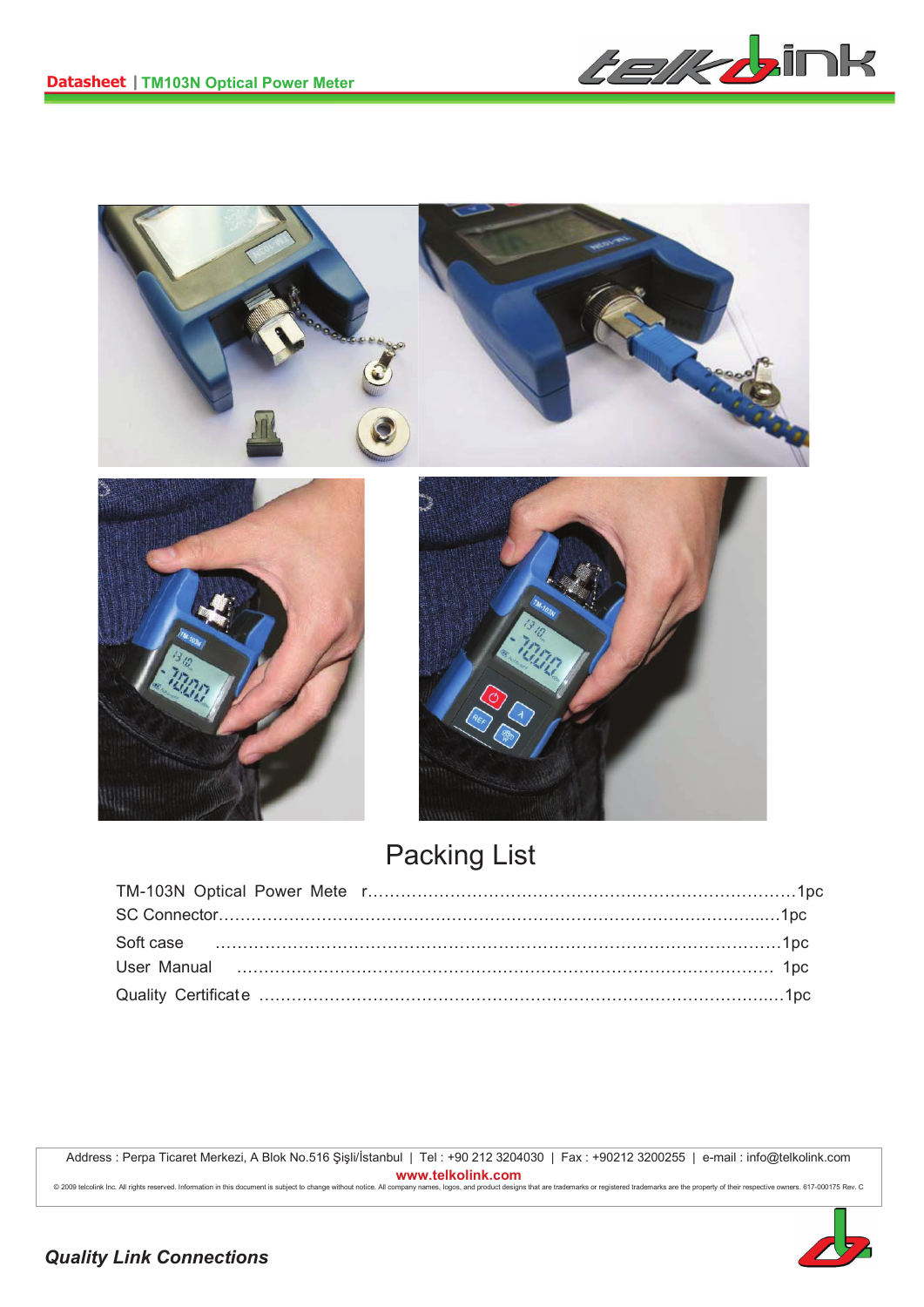# Packing List

TM-103N Optical Power Mete r.........................................................................1pc
SC Connector.............................................................................................1pc
Soft case ........................................................................................................1pc
User Manual ................................................................................................ 1pc
Quality Certificate ............................................................................................1pc

Address : Perpa Ticaret Merkezi, A Blok No.516 Şişli/İstanbul | Tel : +90 212 3204030 | Fax : +90212 3200255 | e-mail : info@telkolink.com
**www.telkolink.com**
© 2009 telcolink Inc. All rights reserved. Information in this document is subject to change without notice. All company names, logos, and product designs that are trademarks or registered trademarks are the property of their respective owners. 617-000175 Rev. C

***Quality Link Connections***